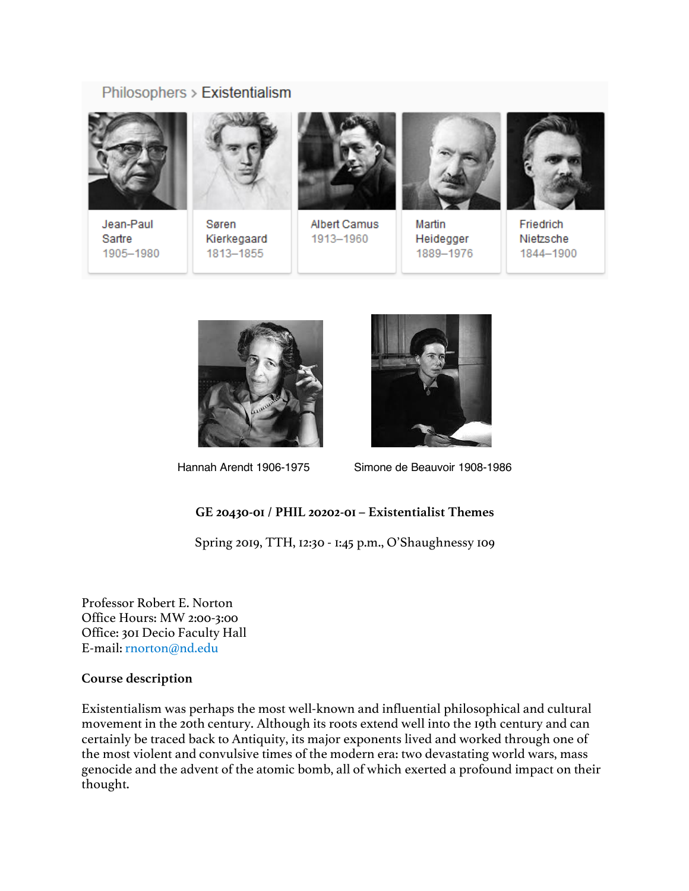Philosophers > Existentialism

Jean-Paul Sartre 1905–1980

Søren Kierkegaard 1813–1855

Albert Camus 1913–1960

Martin Heidegger 1889–1976

Friedrich Nietzsche 1844–1900

Hannah Arendt 1906-1975

Simone de Beauvoir 1908-1986

**GE 20430-01 / PHIL 20202-01 – Existentialist Themes**

Spring 2019, TTH, 12:30 - 1:45 p.m., O'Shaughnessy 109

Professor Robert E. Norton
Office Hours: MW 2:00-3:00
Office: 301 Decio Faculty Hall
E-mail: rnorton@nd.edu

**Course description**

Existentialism was perhaps the most well-known and influential philosophical and cultural movement in the 20th century. Although its roots extend well into the 19th century and can certainly be traced back to Antiquity, its major exponents lived and worked through one of the most violent and convulsive times of the modern era: two devastating world wars, mass genocide and the advent of the atomic bomb, all of which exerted a profound impact on their thought.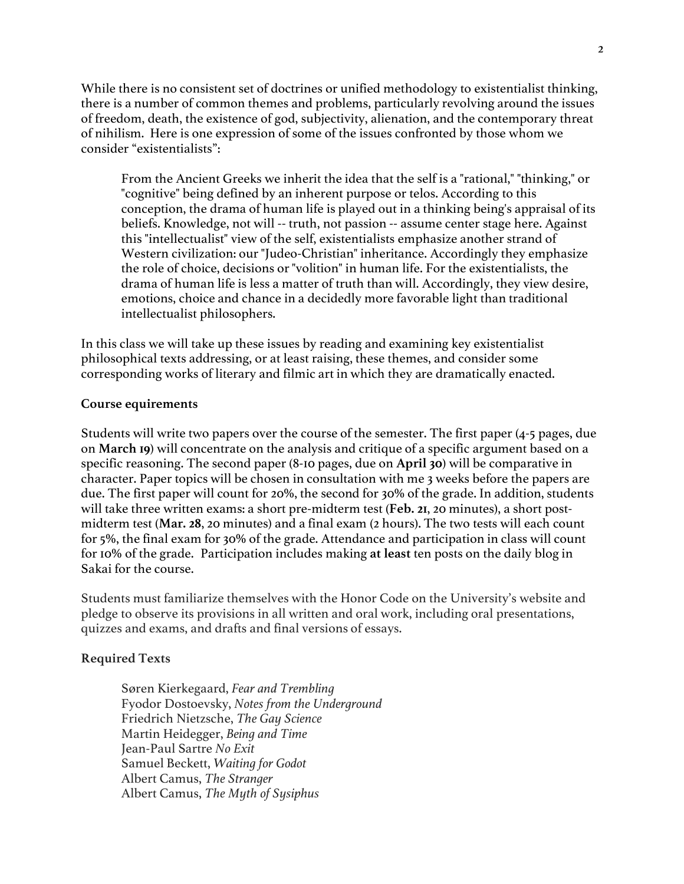While there is no consistent set of doctrines or unified methodology to existentialist thinking, there is a number of common themes and problems, particularly revolving around the issues of freedom, death, the existence of god, subjectivity, alienation, and the contemporary threat of nihilism. Here is one expression of some of the issues confronted by those whom we consider "existentialists":

> From the Ancient Greeks we inherit the idea that the self is a "rational," "thinking," or "cognitive" being defined by an inherent purpose or telos. According to this conception, the drama of human life is played out in a thinking being's appraisal of its beliefs. Knowledge, not will -- truth, not passion -- assume center stage here. Against this "intellectualist" view of the self, existentialists emphasize another strand of Western civilization: our "Judeo-Christian" inheritance. Accordingly they emphasize the role of choice, decisions or "volition" in human life. For the existentialists, the drama of human life is less a matter of truth than will. Accordingly, they view desire, emotions, choice and chance in a decidedly more favorable light than traditional intellectualist philosophers.

In this class we will take up these issues by reading and examining key existentialist philosophical texts addressing, or at least raising, these themes, and consider some corresponding works of literary and filmic art in which they are dramatically enacted.

**Course equirements**

Students will write two papers over the course of the semester. The first paper (4-5 pages, due on **March 19**) will concentrate on the analysis and critique of a specific argument based on a specific reasoning. The second paper (8-10 pages, due on **April 30**) will be comparative in character. Paper topics will be chosen in consultation with me 3 weeks before the papers are due. The first paper will count for 20%, the second for 30% of the grade. In addition, students will take three written exams: a short pre-midterm test (**Feb. 21**, 20 minutes), a short post-midterm test (**Mar. 28**, 20 minutes) and a final exam (2 hours). The two tests will each count for 5%, the final exam for 30% of the grade. Attendance and participation in class will count for 10% of the grade. Participation includes making **at least** ten posts on the daily blog in Sakai for the course.

Students must familiarize themselves with the Honor Code on the University's website and pledge to observe its provisions in all written and oral work, including oral presentations, quizzes and exams, and drafts and final versions of essays.

**Required Texts**

Søren Kierkegaard, *Fear and Trembling*
Fyodor Dostoevsky, *Notes from the Underground*
Friedrich Nietzsche, *The Gay Science*
Martin Heidegger, *Being and Time*
Jean-Paul Sartre *No Exit*
Samuel Beckett, *Waiting for Godot*
Albert Camus, *The Stranger*
Albert Camus, *The Myth of Sysiphus*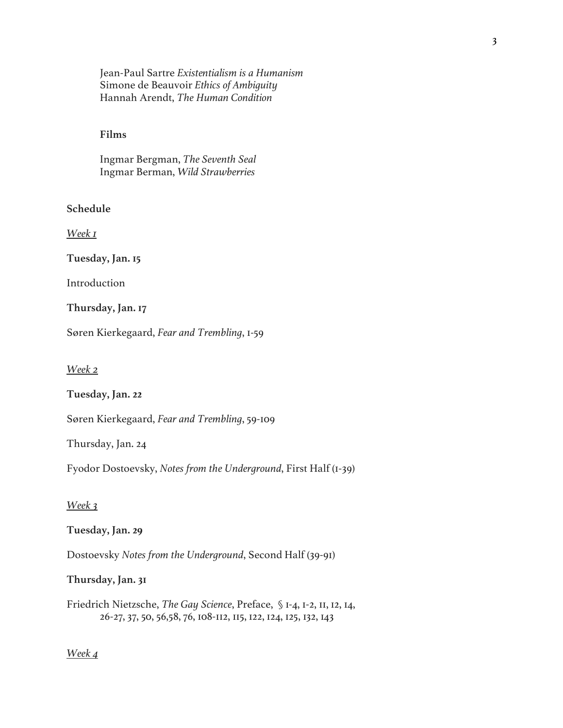Jean-Paul Sartre *Existentialism is a Humanism*
Simone de Beauvoir *Ethics of Ambiguity*
Hannah Arendt, *The Human Condition*

**Films**

Ingmar Bergman, *The Seventh Seal*
Ingmar Berman, *Wild Strawberries*

**Schedule**

*Week 1*

**Tuesday, Jan. 15**

Introduction

**Thursday, Jan. 17**

Søren Kierkegaard, *Fear and Trembling*, 1-59

*Week 2*

**Tuesday, Jan. 22**

Søren Kierkegaard, *Fear and Trembling*, 59-109

Thursday, Jan. 24

Fyodor Dostoevsky, *Notes from the Underground*, First Half (1-39)

*Week 3*

**Tuesday, Jan. 29**

Dostoevsky *Notes from the Underground*, Second Half (39-91)

**Thursday, Jan. 31**

Friedrich Nietzsche, *The Gay Science*, Preface, § 1-4, 1-2, 11, 12, 14, 26-27, 37, 50, 56,58, 76, 108-112, 115, 122, 124, 125, 132, 143

*Week 4*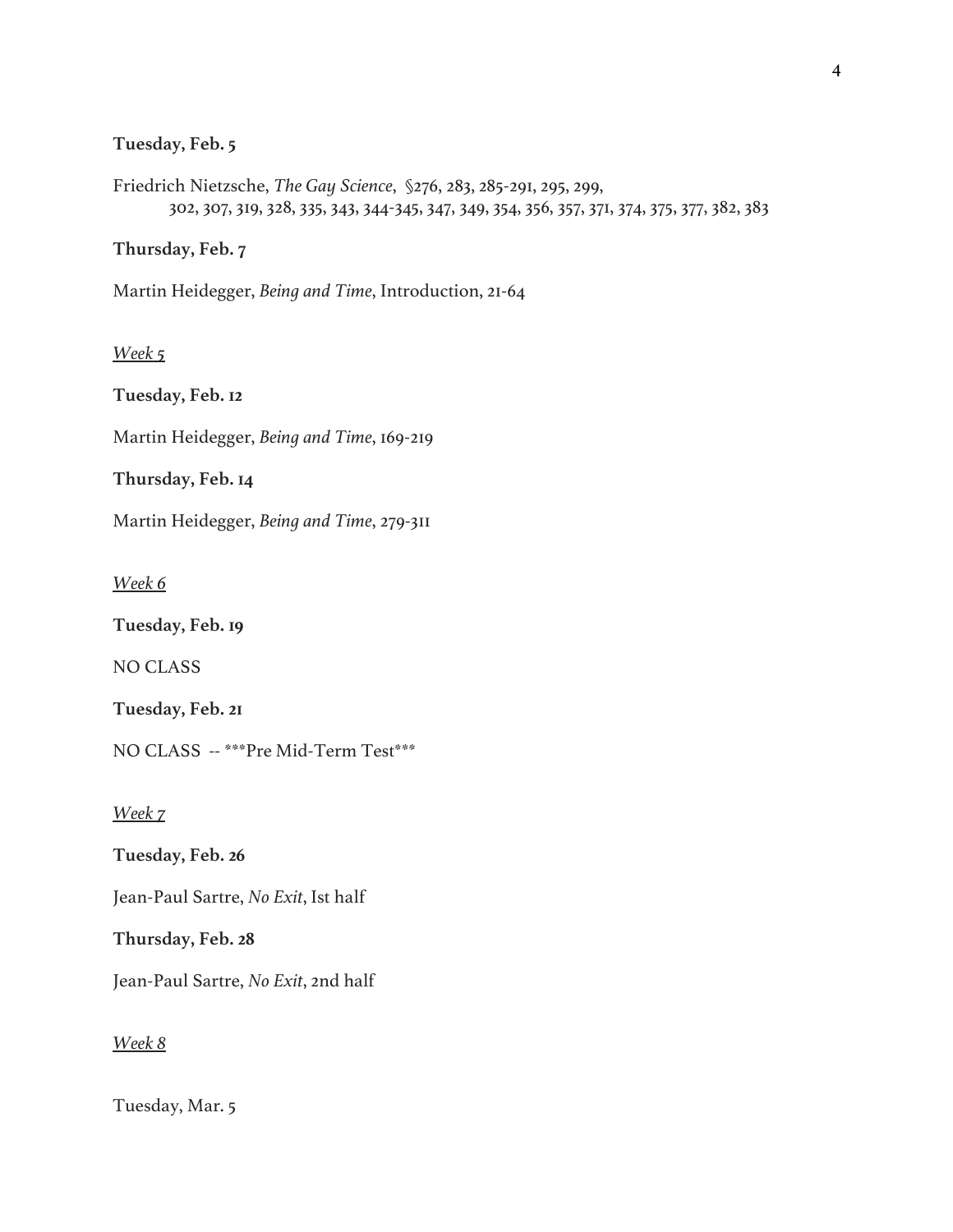**Tuesday, Feb. 5**

Friedrich Nietzsche, *The Gay Science*, §276, 283, 285-291, 295, 299, 302, 307, 319, 328, 335, 343, 344-345, 347, 349, 354, 356, 357, 371, 374, 375, 377, 382, 383

**Thursday, Feb. 7**

Martin Heidegger, *Being and Time*, Introduction, 21-64

*Week 5*

**Tuesday, Feb. 12**

Martin Heidegger, *Being and Time*, 169-219

**Thursday, Feb. 14**

Martin Heidegger, *Being and Time*, 279-311

*Week 6*

**Tuesday, Feb. 19**

NO CLASS

**Tuesday, Feb. 21**

NO CLASS -- ***Pre Mid-Term Test***

*Week 7*

**Tuesday, Feb. 26**

Jean-Paul Sartre, *No Exit*, Ist half

**Thursday, Feb. 28**

Jean-Paul Sartre, *No Exit*, 2nd half

*Week 8*

Tuesday, Mar. 5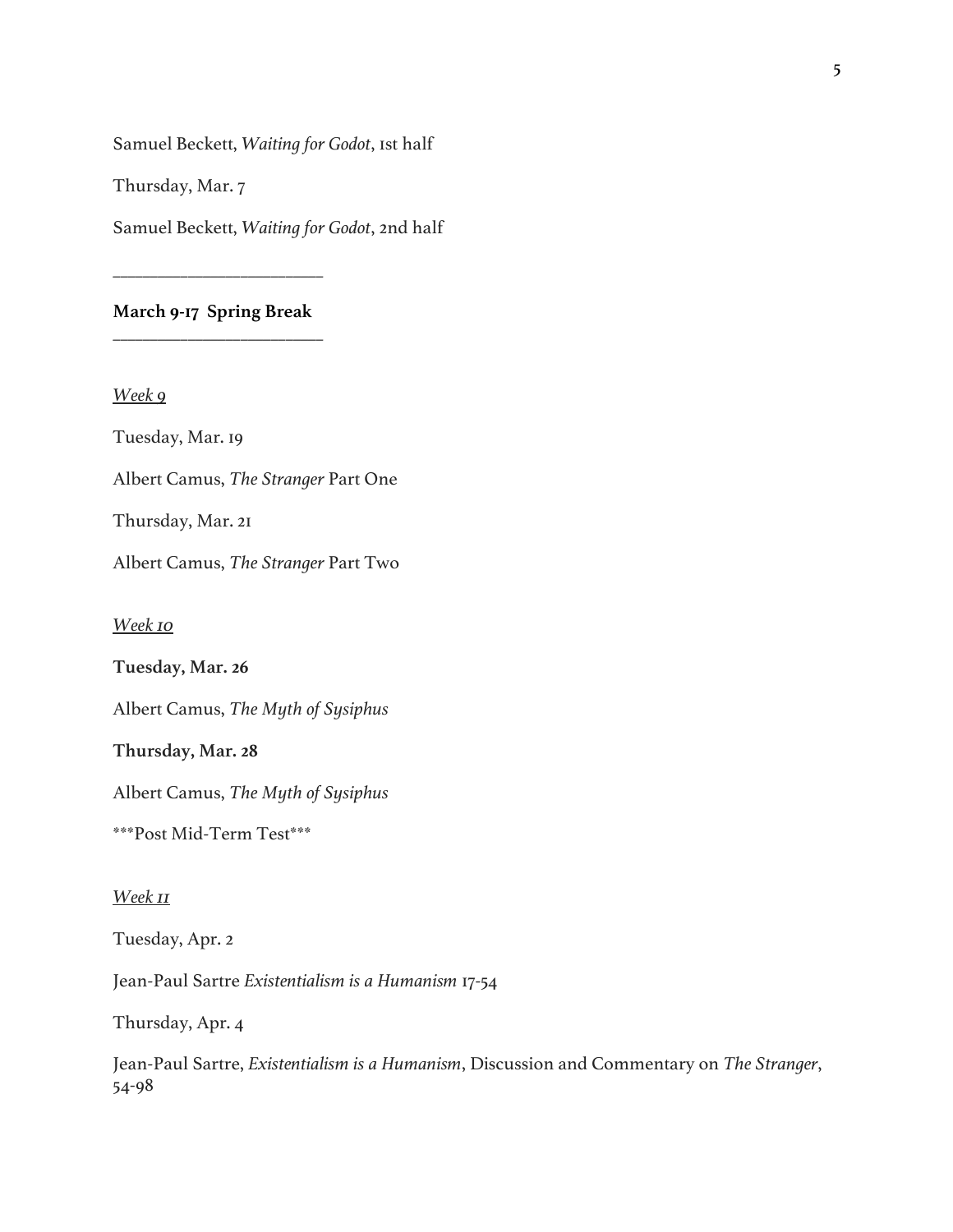Samuel Beckett, *Waiting for Godot*, 1st half

Thursday, Mar. 7

Samuel Beckett, *Waiting for Godot*, 2nd half

______________________

**March 9-17  Spring Break**

______________________

*Week 9*

Tuesday, Mar. 19

Albert Camus, *The Stranger* Part One

Thursday, Mar. 21

Albert Camus, *The Stranger* Part Two

*Week 10*

**Tuesday, Mar. 26**

Albert Camus, *The Myth of Sysiphus*

**Thursday, Mar. 28**

Albert Camus, *The Myth of Sysiphus*

***Post Mid-Term Test***

*Week 11*

Tuesday, Apr. 2

Jean-Paul Sartre *Existentialism is a Humanism* 17-54

Thursday, Apr. 4

Jean-Paul Sartre, *Existentialism is a Humanism*, Discussion and Commentary on *The Stranger*, 54-98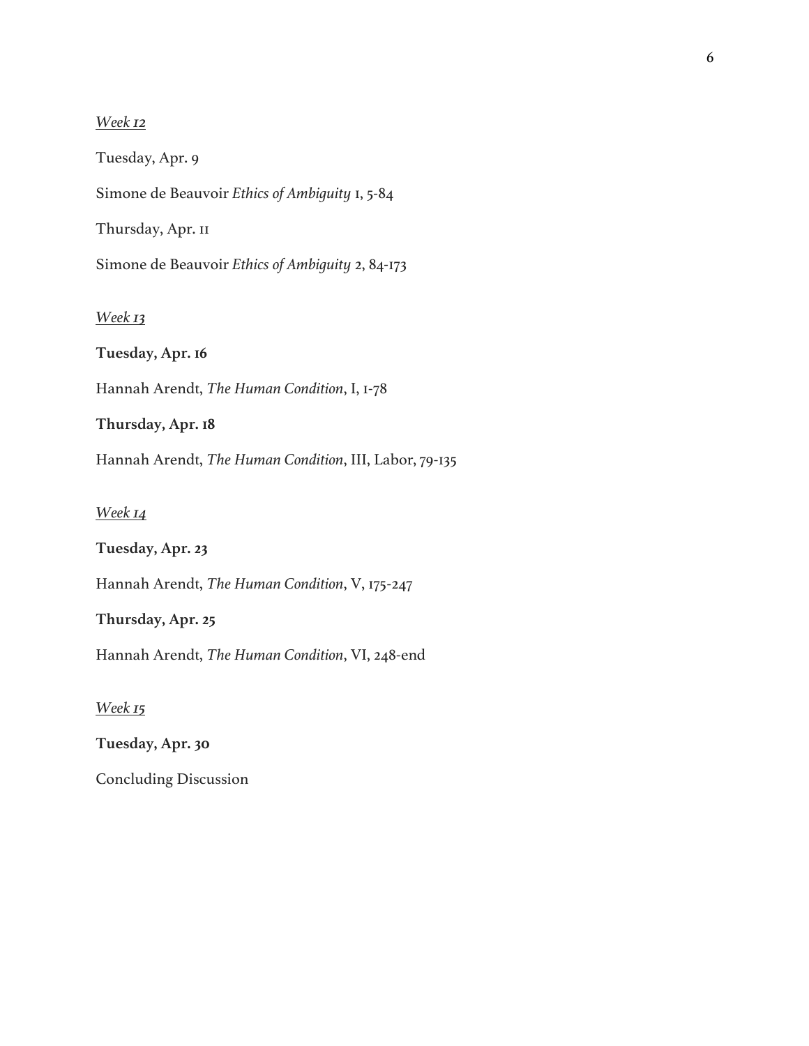*Week 12*

Tuesday, Apr. 9

Simone de Beauvoir *Ethics of Ambiguity* 1, 5-84

Thursday, Apr. 11

Simone de Beauvoir *Ethics of Ambiguity* 2, 84-173

*Week 13*

**Tuesday, Apr. 16**

Hannah Arendt, *The Human Condition*, I, 1-78

**Thursday, Apr. 18**

Hannah Arendt, *The Human Condition*, III, Labor, 79-135

*Week 14*

**Tuesday, Apr. 23**

Hannah Arendt, *The Human Condition*, V, 175-247

**Thursday, Apr. 25**

Hannah Arendt, *The Human Condition*, VI, 248-end

*Week 15*

**Tuesday, Apr. 30**

Concluding Discussion